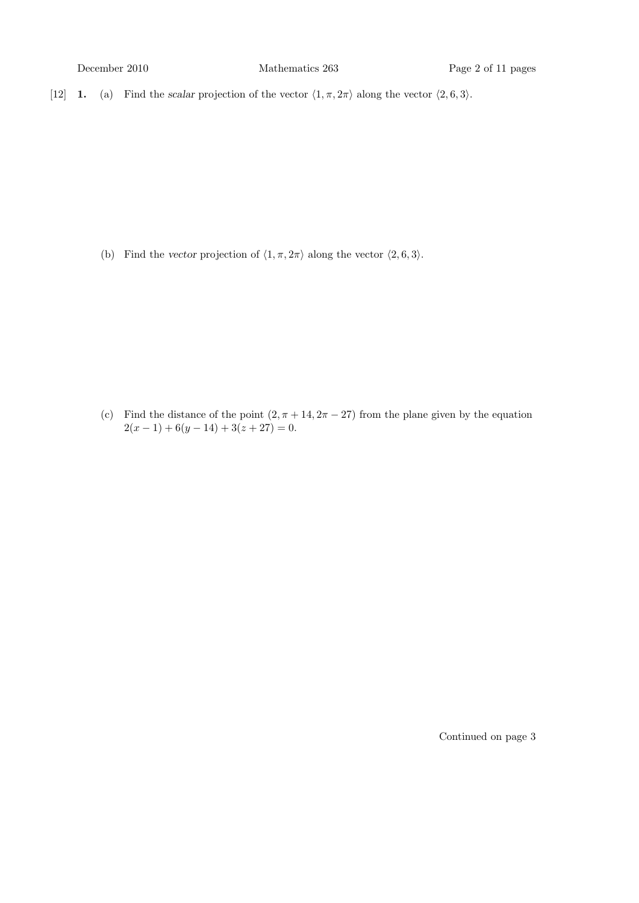[12] **1.** (a) Find the *scalar* projection of the vector $\langle 1, \pi, 2\pi \rangle$ along the vector $\langle 2, 6, 3 \rangle$.

(b) Find the *vector* projection of $\langle 1, \pi, 2\pi \rangle$ along the vector $\langle 2, 6, 3 \rangle$.

(c) Find the distance of the point $(2, \pi + 14, 2\pi - 27)$ from the plane given by the equation $2(x - 1) + 6(y - 14) + 3(z + 27) = 0$.

Continued on page 3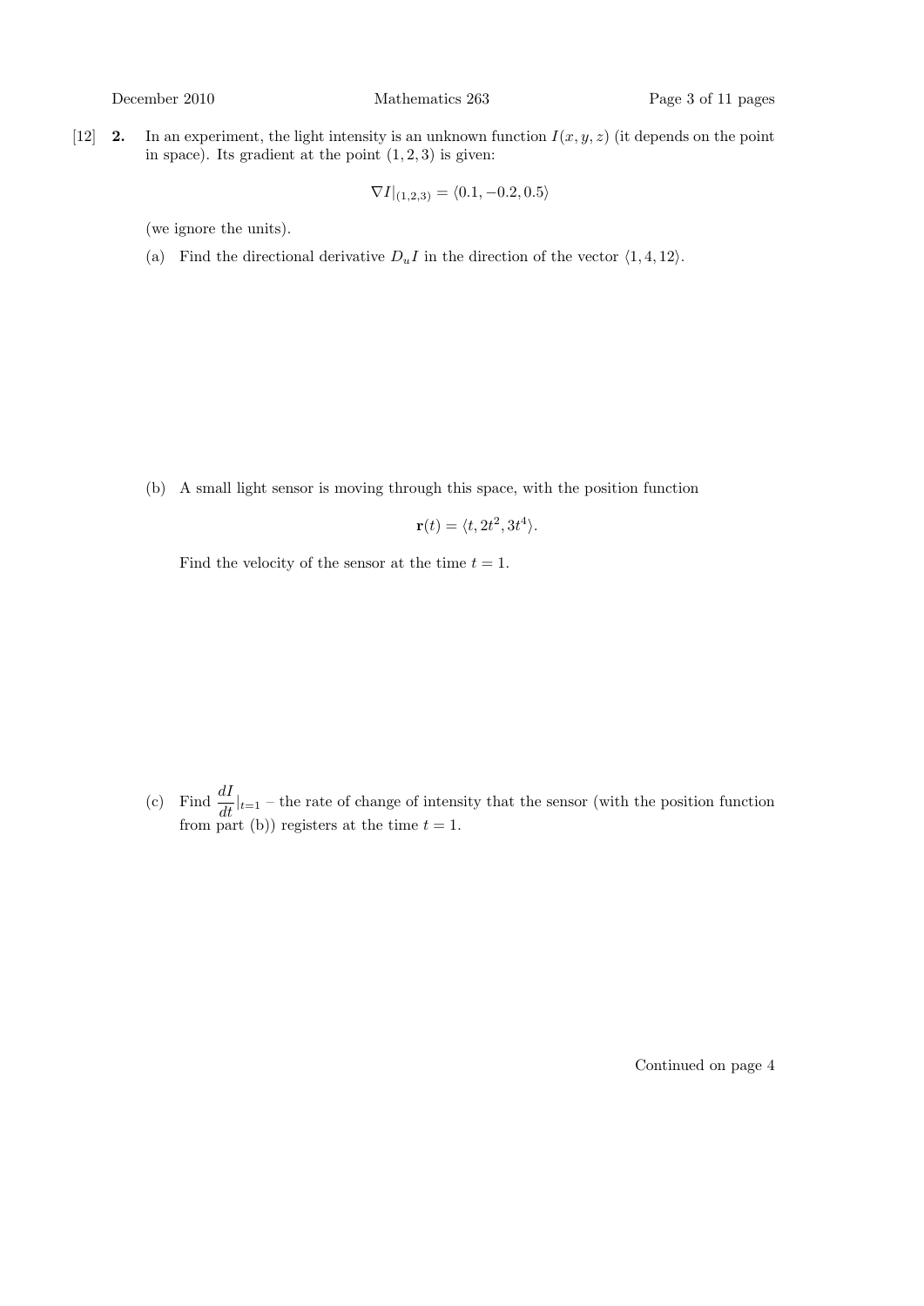[12] **2.** In an experiment, the light intensity is an unknown function $I(x, y, z)$ (it depends on the point in space). Its gradient at the point $(1, 2, 3)$ is given:

$$\nabla I|_{(1,2,3)} = \langle 0.1, -0.2, 0.5 \rangle$$

(we ignore the units).

(a) Find the directional derivative $D_u I$ in the direction of the vector $\langle 1, 4, 12 \rangle$.

(b) A small light sensor is moving through this space, with the position function

$$\mathbf{r}(t) = \langle t, 2t^2, 3t^4 \rangle.$$

Find the velocity of the sensor at the time $t = 1$.

(c) Find $\frac{dI}{dt}|_{t=1}$ – the rate of change of intensity that the sensor (with the position function from part (b)) registers at the time $t = 1$.

Continued on page 4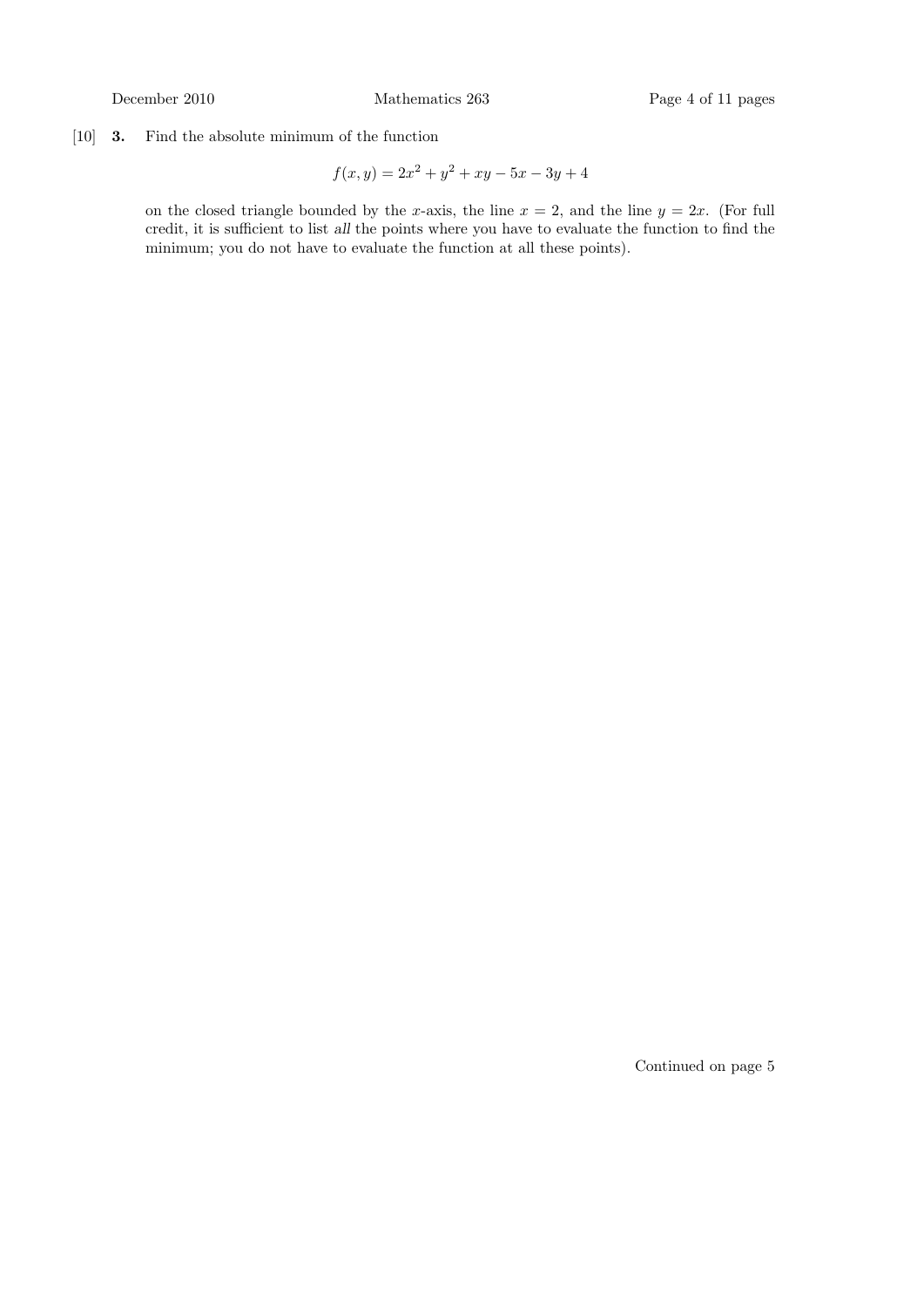[10] **3.** Find the absolute minimum of the function

$$f(x, y) = 2x^2 + y^2 + xy - 5x - 3y + 4$$

on the closed triangle bounded by the $x$-axis, the line $x = 2$, and the line $y = 2x$. (For full credit, it is sufficient to list *all* the points where you have to evaluate the function to find the minimum; you do not have to evaluate the function at all these points).

Continued on page 5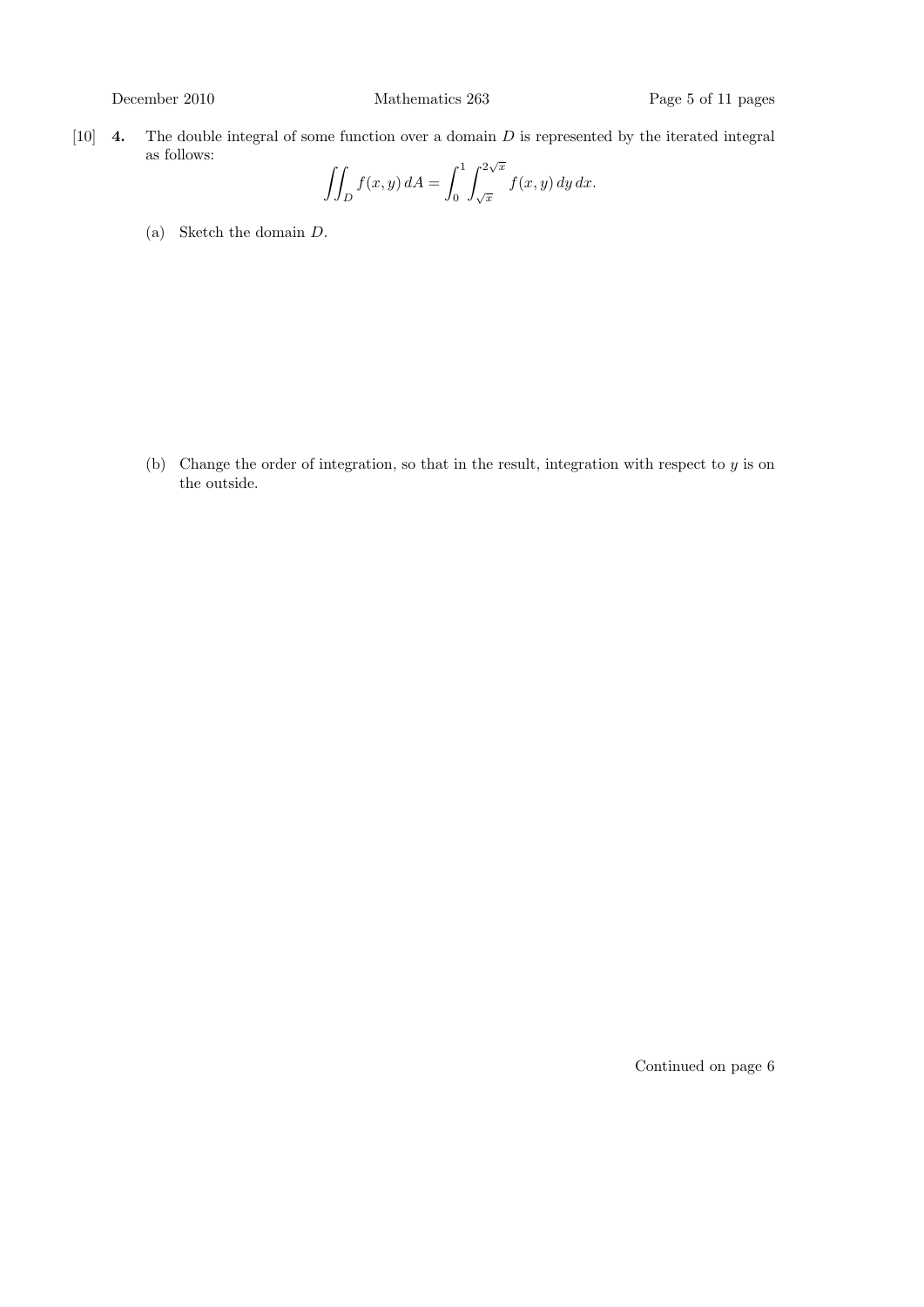[10] **4.** The double integral of some function over a domain $D$ is represented by the iterated integral as follows:

$$\iint_D f(x,y)\,dA = \int_0^1 \int_{\sqrt{x}}^{2\sqrt{x}} f(x,y)\,dy\,dx.$$

(a) Sketch the domain $D$.

(b) Change the order of integration, so that in the result, integration with respect to $y$ is on the outside.

Continued on page 6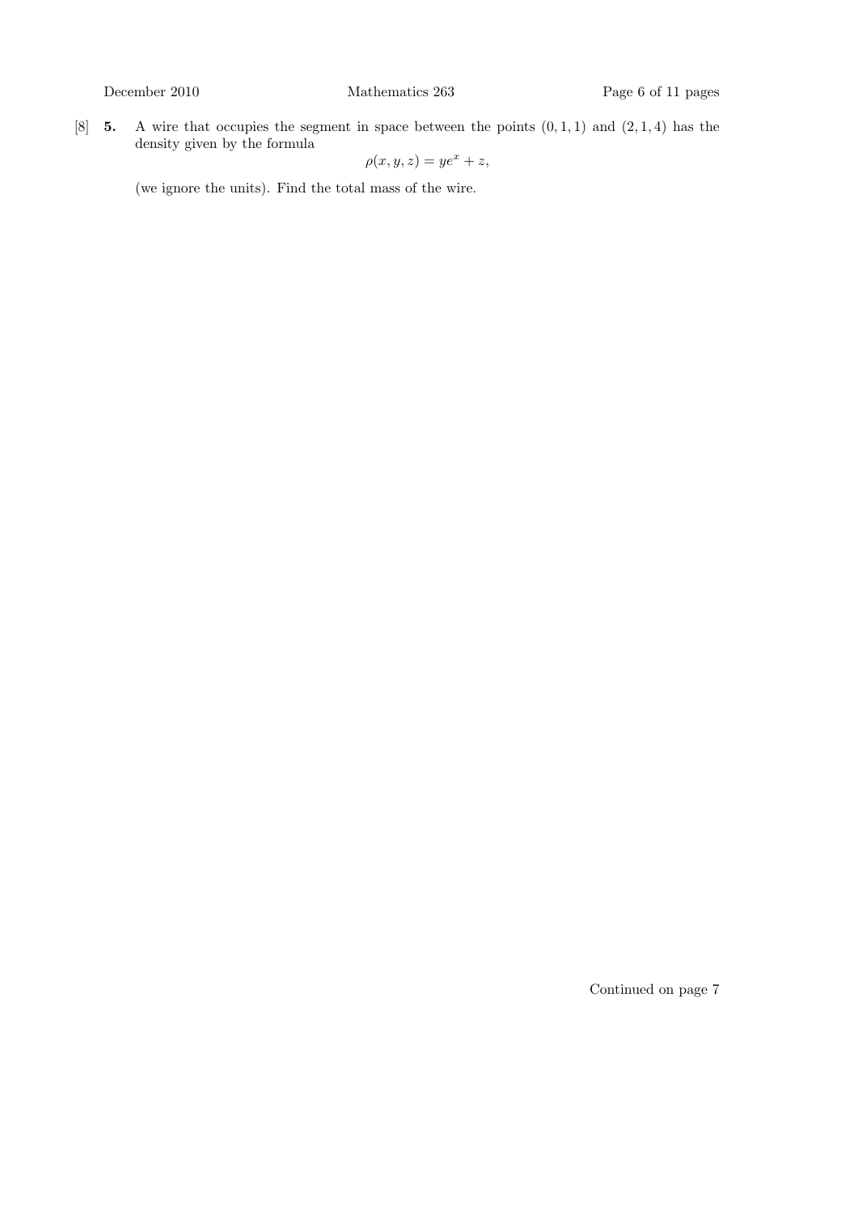[8] **5.** A wire that occupies the segment in space between the points $(0, 1, 1)$ and $(2, 1, 4)$ has the density given by the formula

$$\rho(x, y, z) = ye^x + z,$$

(we ignore the units). Find the total mass of the wire.

Continued on page 7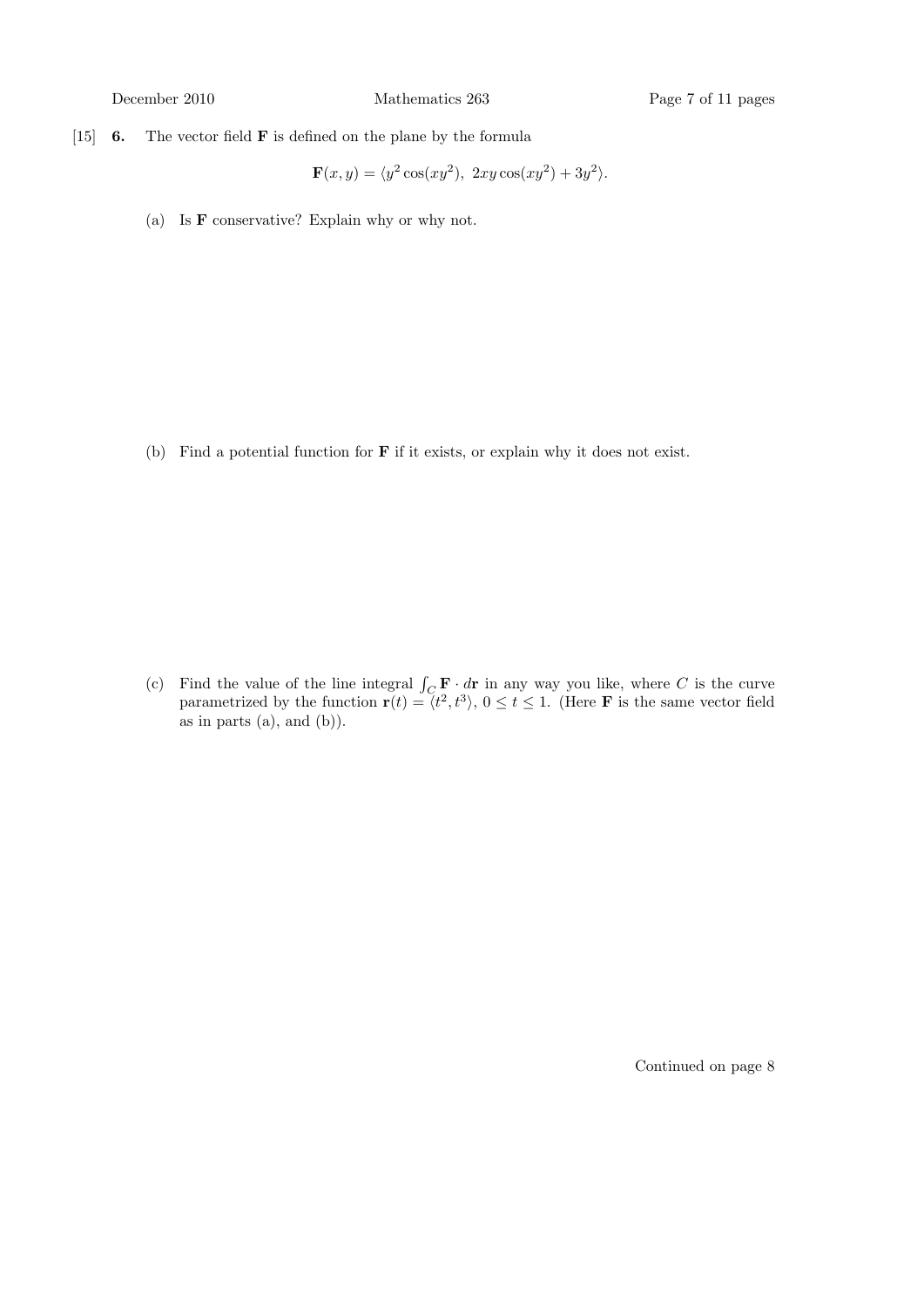[15] **6.** The vector field $\mathbf{F}$ is defined on the plane by the formula

$$\mathbf{F}(x, y) = \langle y^2 \cos(xy^2),\ 2xy \cos(xy^2) + 3y^2 \rangle.$$

(a) Is $\mathbf{F}$ conservative? Explain why or why not.

(b) Find a potential function for $\mathbf{F}$ if it exists, or explain why it does not exist.

(c) Find the value of the line integral $\int_C \mathbf{F} \cdot d\mathbf{r}$ in any way you like, where $C$ is the curve parametrized by the function $\mathbf{r}(t) = \langle t^2, t^3 \rangle$, $0 \leq t \leq 1$. (Here $\mathbf{F}$ is the same vector field as in parts (a), and (b)).

Continued on page 8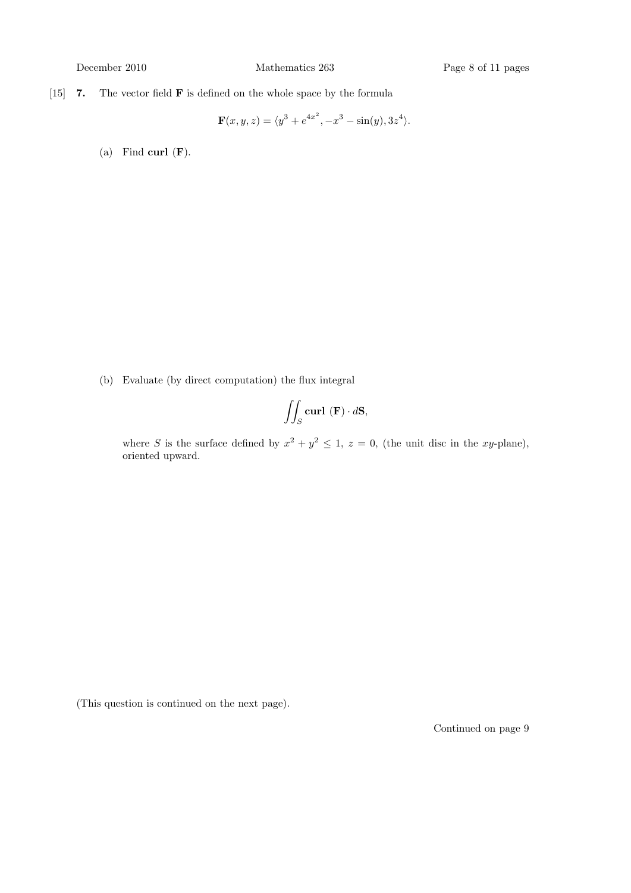[15] **7.** The vector field $\mathbf{F}$ is defined on the whole space by the formula

$$\mathbf{F}(x, y, z) = \langle y^3 + e^{4x^2}, -x^3 - \sin(y), 3z^4 \rangle.$$

(a) Find **curl** $(\mathbf{F})$.

(b) Evaluate (by direct computation) the flux integral

$$\iint_S \textbf{curl } (\mathbf{F}) \cdot d\mathbf{S},$$

where $S$ is the surface defined by $x^2 + y^2 \leq 1$, $z = 0$, (the unit disc in the $xy$-plane), oriented upward.

(This question is continued on the next page).

Continued on page 9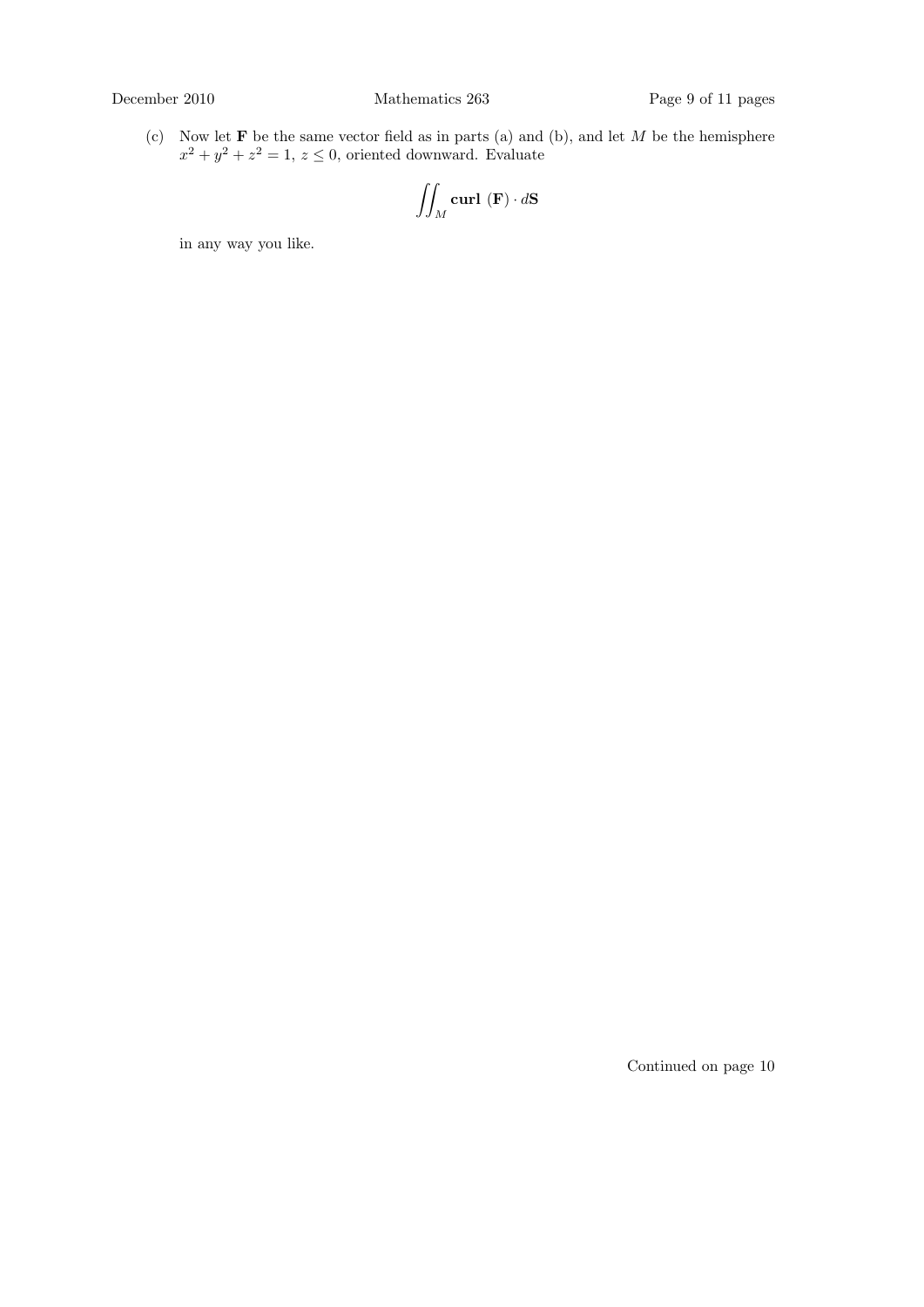(c) Now let $\mathbf{F}$ be the same vector field as in parts (a) and (b), and let $M$ be the hemisphere $x^2 + y^2 + z^2 = 1$, $z \leq 0$, oriented downward. Evaluate

$$\iint_M \mathbf{curl}\ (\mathbf{F}) \cdot d\mathbf{S}$$

in any way you like.

Continued on page 10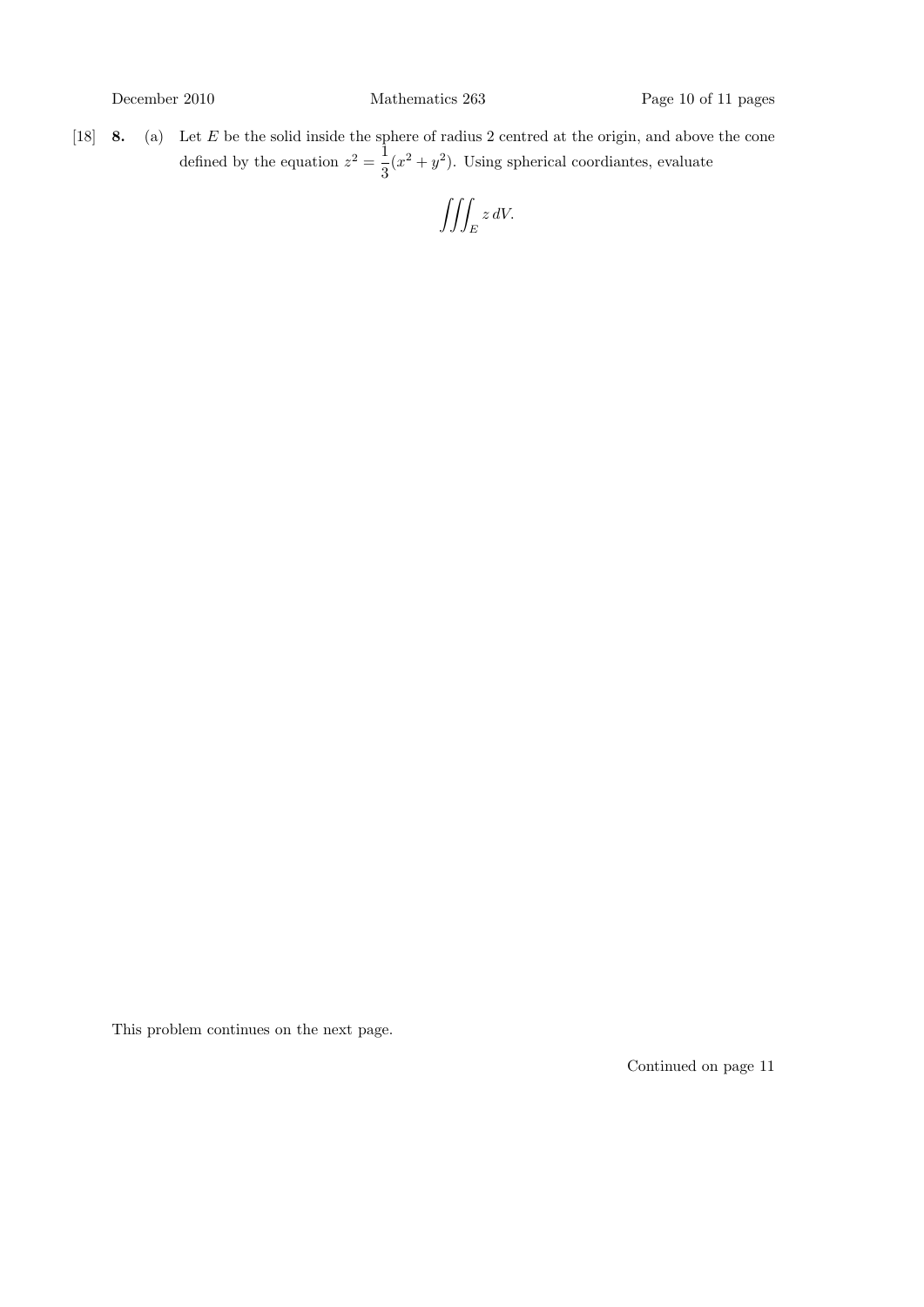[18] **8.** (a) Let $E$ be the solid inside the sphere of radius 2 centred at the origin, and above the cone defined by the equation $z^2 = \frac{1}{3}(x^2 + y^2)$. Using spherical coordiantes, evaluate

$$\iiint_E z \, dV.$$

This problem continues on the next page.

Continued on page 11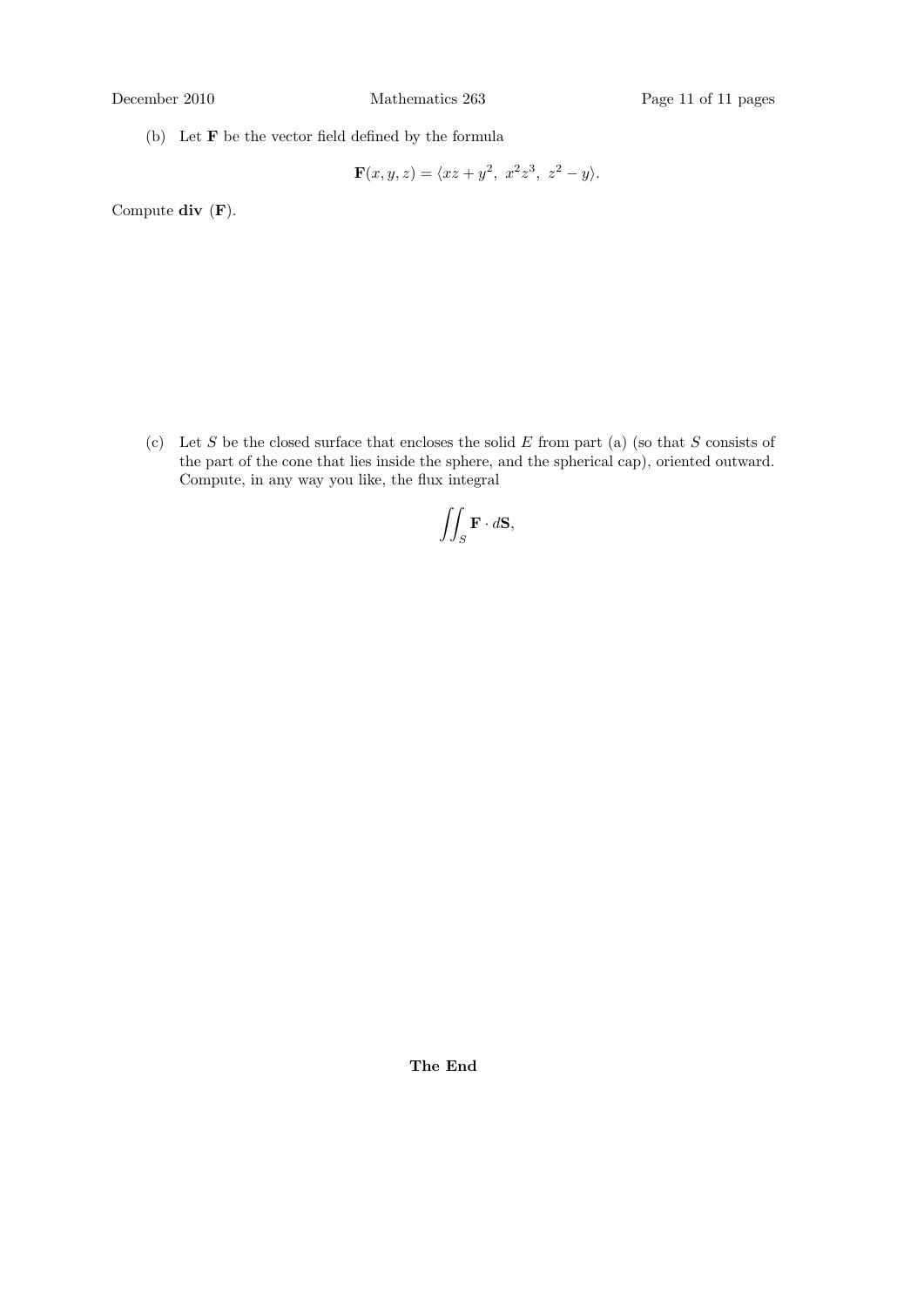(b) Let $\mathbf{F}$ be the vector field defined by the formula

$$\mathbf{F}(x, y, z) = \langle xz + y^2,\ x^2z^3,\ z^2 - y \rangle.$$

Compute **div** ($\mathbf{F}$).

(c) Let $S$ be the closed surface that encloses the solid $E$ from part (a) (so that $S$ consists of the part of the cone that lies inside the sphere, and the spherical cap), oriented outward. Compute, in any way you like, the flux integral

$$\iint_S \mathbf{F} \cdot d\mathbf{S},$$

**The End**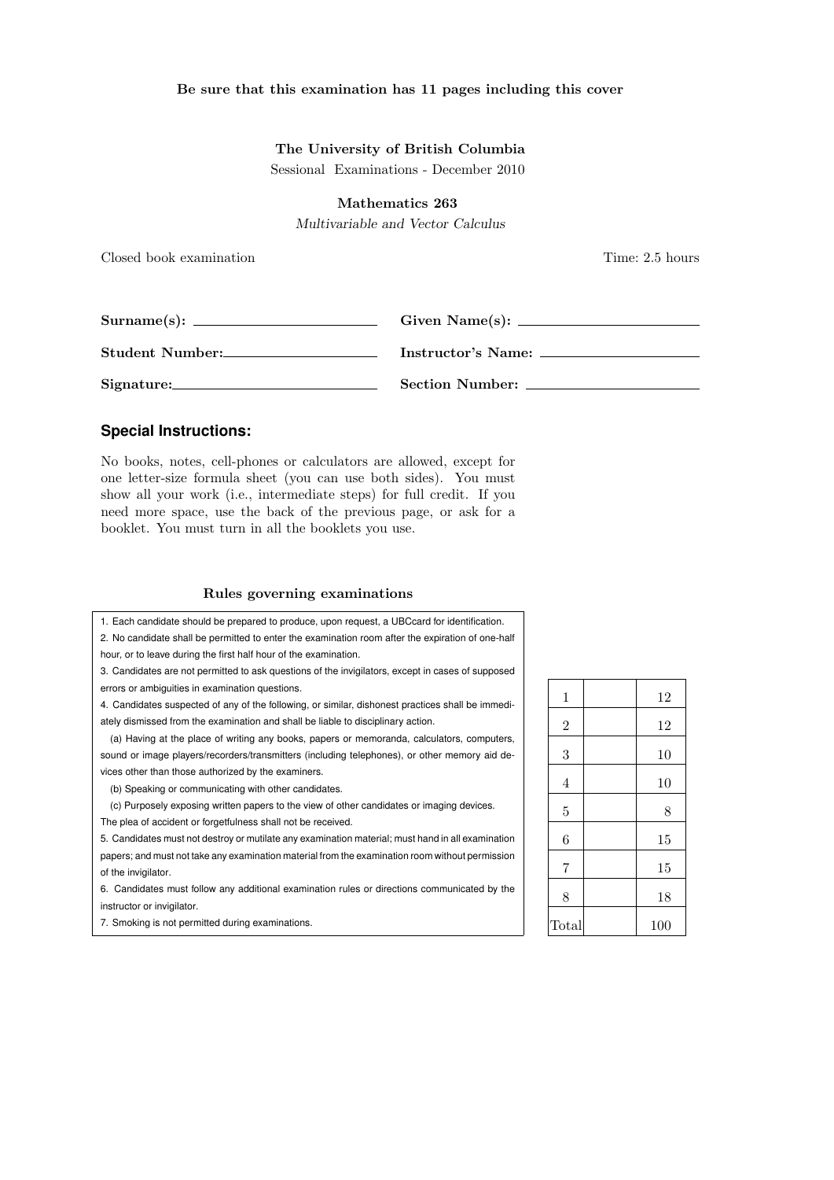**Be sure that this examination has 11 pages including this cover**

**The University of British Columbia**

Sessional Examinations - December 2010

**Mathematics 263**

*Multivariable and Vector Calculus*

Closed book examination

Time: 2.5 hours

**Surname(s):** ______________________

**Given Name(s):** ______________________

**Student Number:** ______________________

**Instructor's Name:** ______________________

**Signature:** ______________________

**Section Number:** ______________________

## Special Instructions:

No books, notes, cell-phones or calculators are allowed, except for one letter-size formula sheet (you can use both sides). You must show all your work (i.e., intermediate steps) for full credit. If you need more space, use the back of the previous page, or ask for a booklet. You must turn in all the booklets you use.

### Rules governing examinations

1. Each candidate should be prepared to produce, upon request, a UBCcard for identification.
2. No candidate shall be permitted to enter the examination room after the expiration of one-half hour, or to leave during the first half hour of the examination.
3. Candidates are not permitted to ask questions of the invigilators, except in cases of supposed errors or ambiguities in examination questions.
4. Candidates suspected of any of the following, or similar, dishonest practices shall be immediately dismissed from the examination and shall be liable to disciplinary action.
   (a) Having at the place of writing any books, papers or memoranda, calculators, computers, sound or image players/recorders/transmitters (including telephones), or other memory aid devices other than those authorized by the examiners.
   (b) Speaking or communicating with other candidates.
   (c) Purposely exposing written papers to the view of other candidates or imaging devices.
   The plea of accident or forgetfulness shall not be received.
5. Candidates must not destroy or mutilate any examination material; must hand in all examination papers; and must not take any examination material from the examination room without permission of the invigilator.
6. Candidates must follow any additional examination rules or directions communicated by the instructor or invigilator.
7. Smoking is not permitted during examinations.

| | | |
|---|---|---|
| 1 | | 12 |
| 2 | | 12 |
| 3 | | 10 |
| 4 | | 10 |
| 5 | | 8 |
| 6 | | 15 |
| 7 | | 15 |
| 8 | | 18 |
| Total | | 100 |